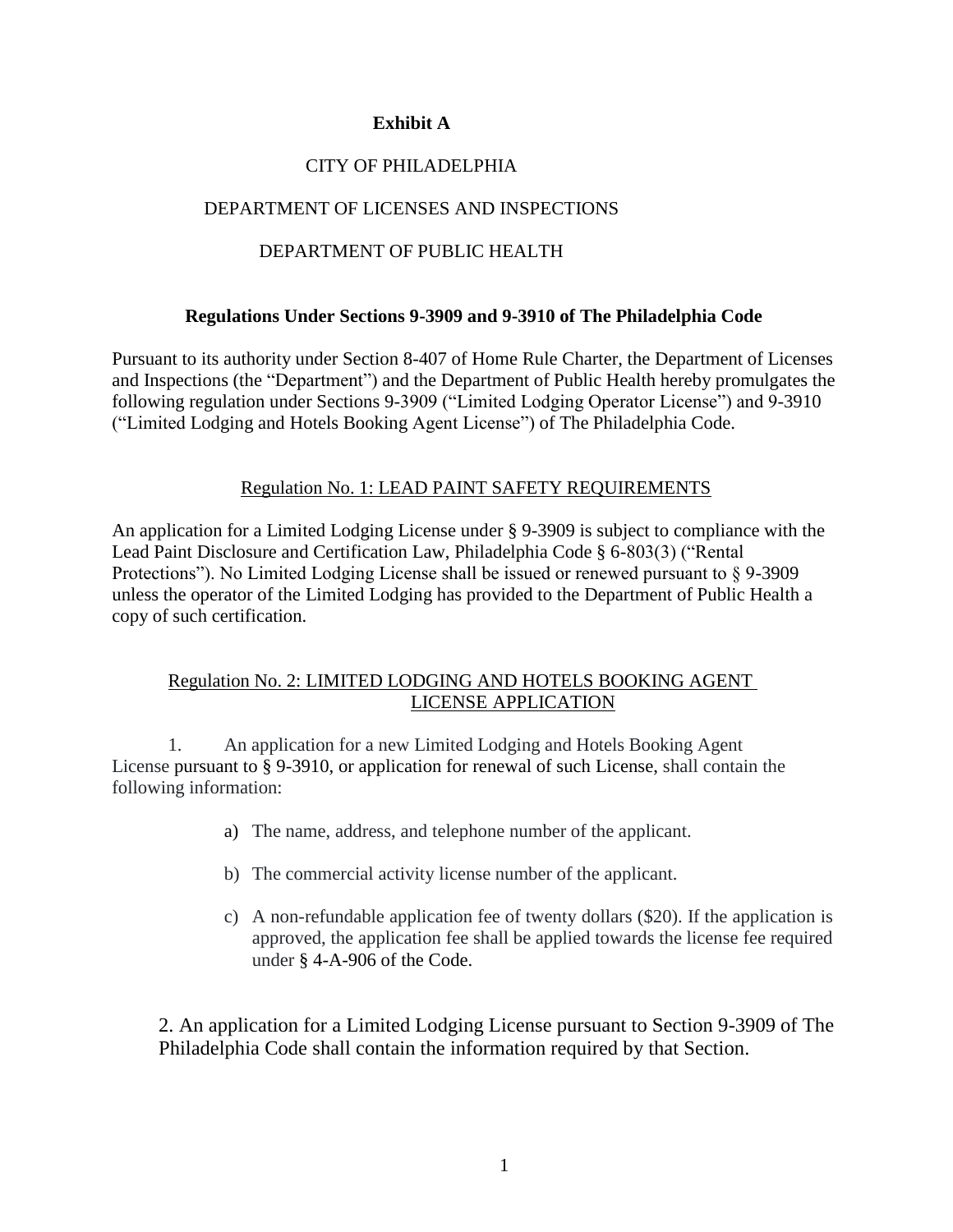**Exhibit A**

CITY OF PHILADELPHIA

DEPARTMENT OF LICENSES AND INSPECTIONS

DEPARTMENT OF PUBLIC HEALTH

**Regulations Under Sections 9-3909 and 9-3910 of The Philadelphia Code**

Pursuant to its authority under Section 8-407 of Home Rule Charter, the Department of Licenses and Inspections (the "Department") and the Department of Public Health hereby promulgates the following regulation under Sections 9-3909 ("Limited Lodging Operator License") and 9-3910 ("Limited Lodging and Hotels Booking Agent License") of The Philadelphia Code.

Regulation No. 1: LEAD PAINT SAFETY REQUIREMENTS

An application for a Limited Lodging License under § 9-3909 is subject to compliance with the Lead Paint Disclosure and Certification Law, Philadelphia Code § 6-803(3) ("Rental Protections"). No Limited Lodging License shall be issued or renewed pursuant to § 9-3909 unless the operator of the Limited Lodging has provided to the Department of Public Health a copy of such certification.

Regulation No. 2: LIMITED LODGING AND HOTELS BOOKING AGENT LICENSE APPLICATION

1. An application for a new Limited Lodging and Hotels Booking Agent License pursuant to § 9-3910, or application for renewal of such License, shall contain the following information:

   a) The name, address, and telephone number of the applicant.

   b) The commercial activity license number of the applicant.

   c) A non-refundable application fee of twenty dollars ($20). If the application is approved, the application fee shall be applied towards the license fee required under § 4-A-906 of the Code.

2. An application for a Limited Lodging License pursuant to Section 9-3909 of The Philadelphia Code shall contain the information required by that Section.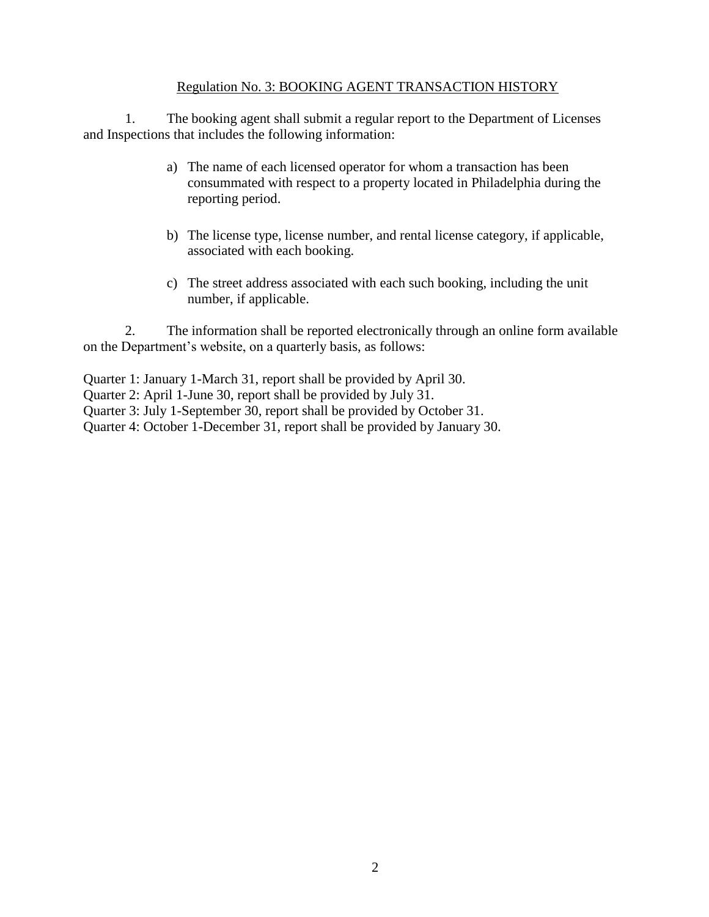## Regulation No. 3: BOOKING AGENT TRANSACTION HISTORY

1. The booking agent shall submit a regular report to the Department of Licenses and Inspections that includes the following information:

   a) The name of each licensed operator for whom a transaction has been consummated with respect to a property located in Philadelphia during the reporting period.

   b) The license type, license number, and rental license category, if applicable, associated with each booking.

   c) The street address associated with each such booking, including the unit number, if applicable.

2. The information shall be reported electronically through an online form available on the Department's website, on a quarterly basis, as follows:

Quarter 1: January 1-March 31, report shall be provided by April 30.
Quarter 2: April 1-June 30, report shall be provided by July 31.
Quarter 3: July 1-September 30, report shall be provided by October 31.
Quarter 4: October 1-December 31, report shall be provided by January 30.